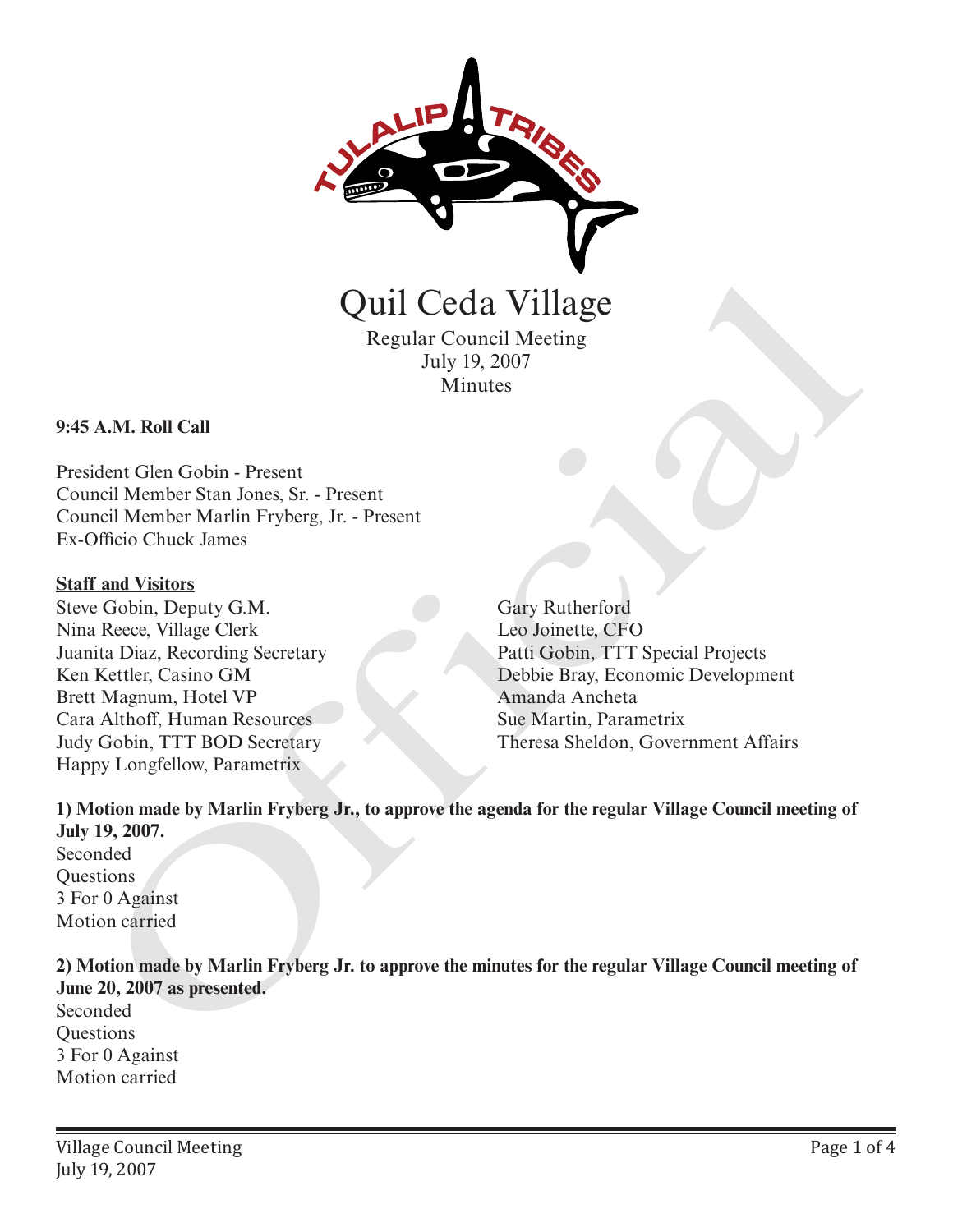# Quil Ceda Village

Regular Council Meeting
July 19, 2007
Minutes

**9:45 A.M. Roll Call**

President Glen Gobin - Present
Council Member Stan Jones, Sr. - Present
Council Member Marlin Fryberg, Jr. - Present
Ex-Officio Chuck James

**Staff and Visitors**

Steve Gobin, Deputy G.M.
Nina Reece, Village Clerk
Juanita Diaz, Recording Secretary
Ken Kettler, Casino GM
Brett Magnum, Hotel VP
Cara Althoff, Human Resources
Judy Gobin, TTT BOD Secretary
Happy Longfellow, Parametrix
Gary Rutherford
Leo Joinette, CFO
Patti Gobin, TTT Special Projects
Debbie Bray, Economic Development
Amanda Ancheta
Sue Martin, Parametrix
Theresa Sheldon, Government Affairs

**1) Motion made by Marlin Fryberg Jr., to approve the agenda for the regular Village Council meeting of July 19, 2007.**
Seconded
Questions
3 For 0 Against
Motion carried

**2) Motion made by Marlin Fryberg Jr. to approve the minutes for the regular Village Council meeting of June 20, 2007 as presented.**
Seconded
Questions
3 For 0 Against
Motion carried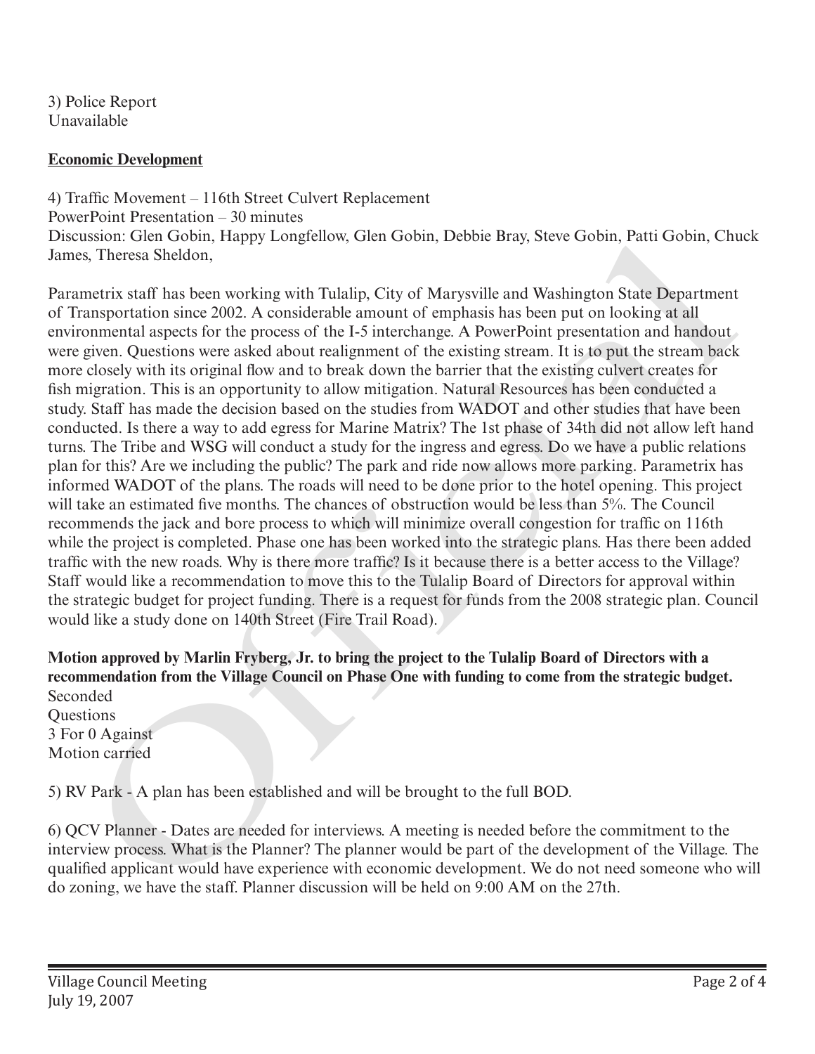3) Police Report
Unavailable

**Economic Development**

4) Traffic Movement – 116th Street Culvert Replacement
PowerPoint Presentation – 30 minutes
Discussion: Glen Gobin, Happy Longfellow, Glen Gobin, Debbie Bray, Steve Gobin, Patti Gobin, Chuck James, Theresa Sheldon,

Parametrix staff has been working with Tulalip, City of Marysville and Washington State Department of Transportation since 2002. A considerable amount of emphasis has been put on looking at all environmental aspects for the process of the I-5 interchange. A PowerPoint presentation and handout were given. Questions were asked about realignment of the existing stream. It is to put the stream back more closely with its original flow and to break down the barrier that the existing culvert creates for fish migration. This is an opportunity to allow mitigation. Natural Resources has been conducted a study. Staff has made the decision based on the studies from WADOT and other studies that have been conducted. Is there a way to add egress for Marine Matrix? The 1st phase of 34th did not allow left hand turns. The Tribe and WSG will conduct a study for the ingress and egress. Do we have a public relations plan for this? Are we including the public? The park and ride now allows more parking. Parametrix has informed WADOT of the plans. The roads will need to be done prior to the hotel opening. This project will take an estimated five months. The chances of obstruction would be less than 5%. The Council recommends the jack and bore process to which will minimize overall congestion for traffic on 116th while the project is completed. Phase one has been worked into the strategic plans. Has there been added traffic with the new roads. Why is there more traffic? Is it because there is a better access to the Village? Staff would like a recommendation to move this to the Tulalip Board of Directors for approval within the strategic budget for project funding. There is a request for funds from the 2008 strategic plan. Council would like a study done on 140th Street (Fire Trail Road).

**Motion approved by Marlin Fryberg, Jr. to bring the project to the Tulalip Board of Directors with a recommendation from the Village Council on Phase One with funding to come from the strategic budget.**
Seconded
Questions
3 For 0 Against
Motion carried

5) RV Park - A plan has been established and will be brought to the full BOD.

6) QCV Planner - Dates are needed for interviews. A meeting is needed before the commitment to the interview process. What is the Planner? The planner would be part of the development of the Village. The qualified applicant would have experience with economic development. We do not need someone who will do zoning, we have the staff. Planner discussion will be held on 9:00 AM on the 27th.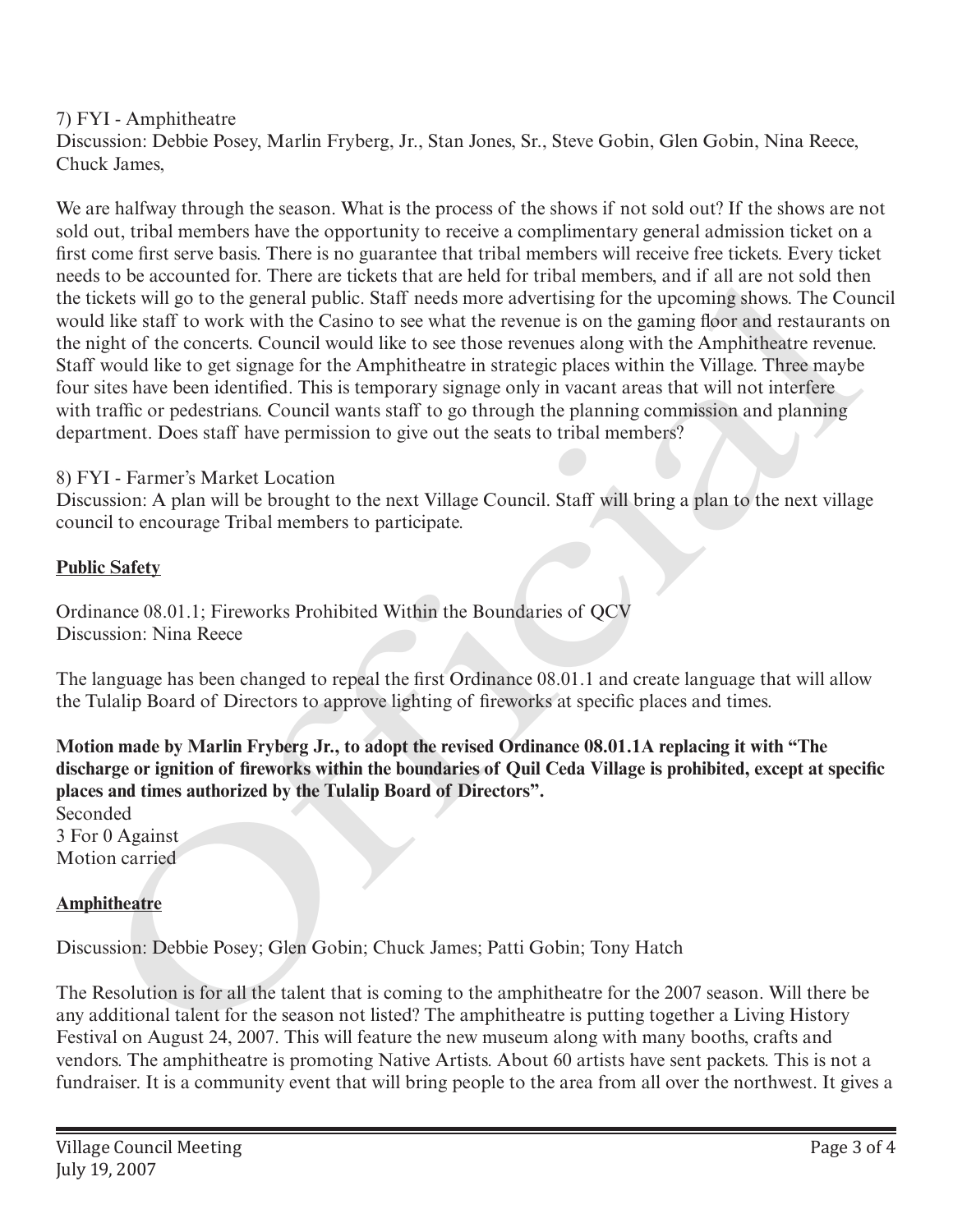7) FYI - Amphitheatre
Discussion: Debbie Posey, Marlin Fryberg, Jr., Stan Jones, Sr., Steve Gobin, Glen Gobin, Nina Reece, Chuck James,

We are halfway through the season. What is the process of the shows if not sold out? If the shows are not sold out, tribal members have the opportunity to receive a complimentary general admission ticket on a first come first serve basis. There is no guarantee that tribal members will receive free tickets. Every ticket needs to be accounted for. There are tickets that are held for tribal members, and if all are not sold then the tickets will go to the general public. Staff needs more advertising for the upcoming shows. The Council would like staff to work with the Casino to see what the revenue is on the gaming floor and restaurants on the night of the concerts. Council would like to see those revenues along with the Amphitheatre revenue. Staff would like to get signage for the Amphitheatre in strategic places within the Village. Three maybe four sites have been identified. This is temporary signage only in vacant areas that will not interfere with traffic or pedestrians. Council wants staff to go through the planning commission and planning department. Does staff have permission to give out the seats to tribal members?

8) FYI - Farmer's Market Location
Discussion: A plan will be brought to the next Village Council. Staff will bring a plan to the next village council to encourage Tribal members to participate.

**Public Safety**

Ordinance 08.01.1; Fireworks Prohibited Within the Boundaries of QCV
Discussion: Nina Reece

The language has been changed to repeal the first Ordinance 08.01.1 and create language that will allow the Tulalip Board of Directors to approve lighting of fireworks at specific places and times.

**Motion made by Marlin Fryberg Jr., to adopt the revised Ordinance 08.01.1A replacing it with "The discharge or ignition of fireworks within the boundaries of Quil Ceda Village is prohibited, except at specific places and times authorized by the Tulalip Board of Directors".**
Seconded
3 For 0 Against
Motion carried

**Amphitheatre**

Discussion: Debbie Posey; Glen Gobin; Chuck James; Patti Gobin; Tony Hatch

The Resolution is for all the talent that is coming to the amphitheatre for the 2007 season. Will there be any additional talent for the season not listed? The amphitheatre is putting together a Living History Festival on August 24, 2007. This will feature the new museum along with many booths, crafts and vendors. The amphitheatre is promoting Native Artists. About 60 artists have sent packets. This is not a fundraiser. It is a community event that will bring people to the area from all over the northwest. It gives a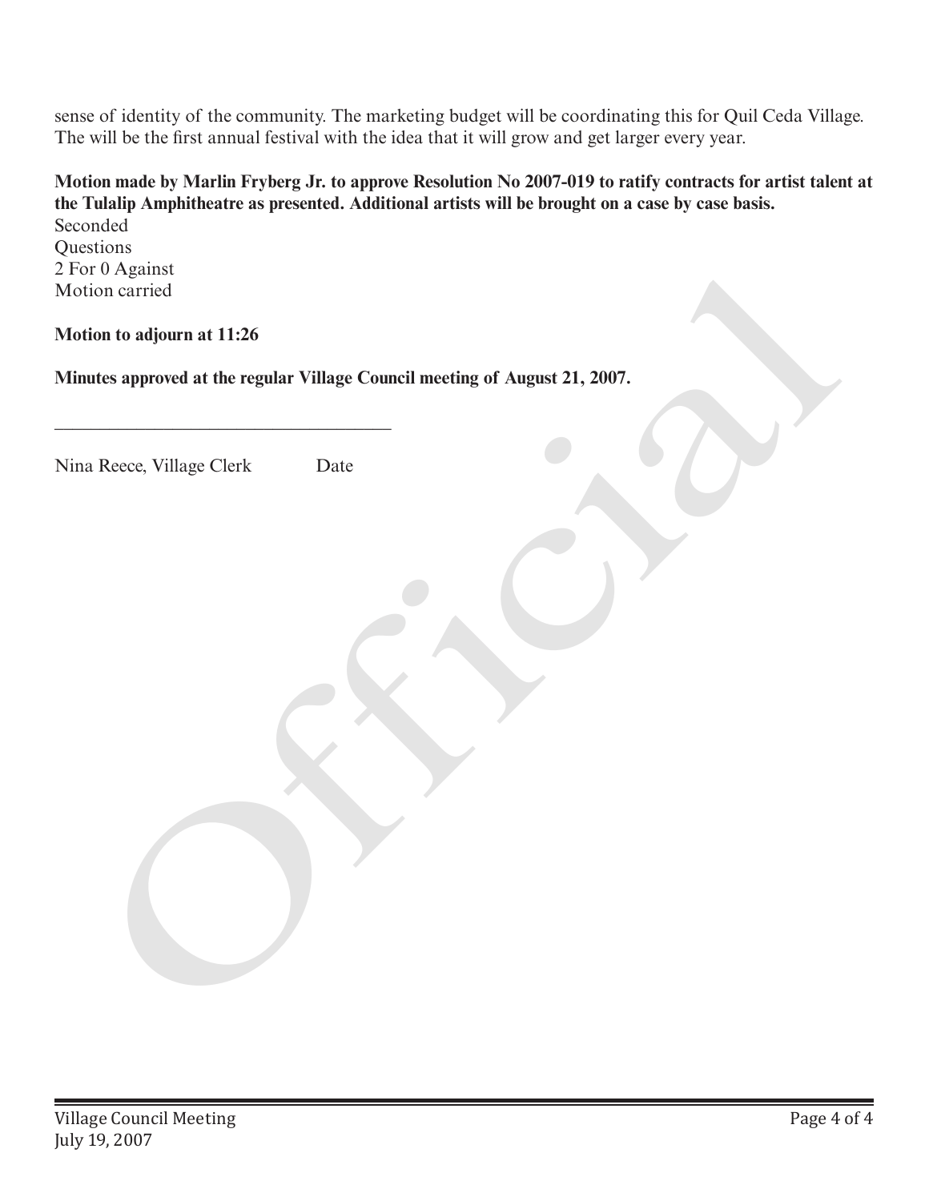sense of identity of the community. The marketing budget will be coordinating this for Quil Ceda Village. The will be the first annual festival with the idea that it will grow and get larger every year.

**Motion made by Marlin Fryberg Jr. to approve Resolution No 2007-019 to ratify contracts for artist talent at the Tulalip Amphitheatre as presented. Additional artists will be brought on a case by case basis.**
Seconded
Questions
2 For 0 Against
Motion carried

**Motion to adjourn at 11:26**

**Minutes approved at the regular Village Council meeting of August 21, 2007.**

\_\_\_\_\_\_\_\_\_\_\_\_\_\_\_\_\_\_\_\_\_\_\_\_\_\_\_\_\_\_\_\_\_\_\_\_\_\_

Nina Reece, Village Clerk Date